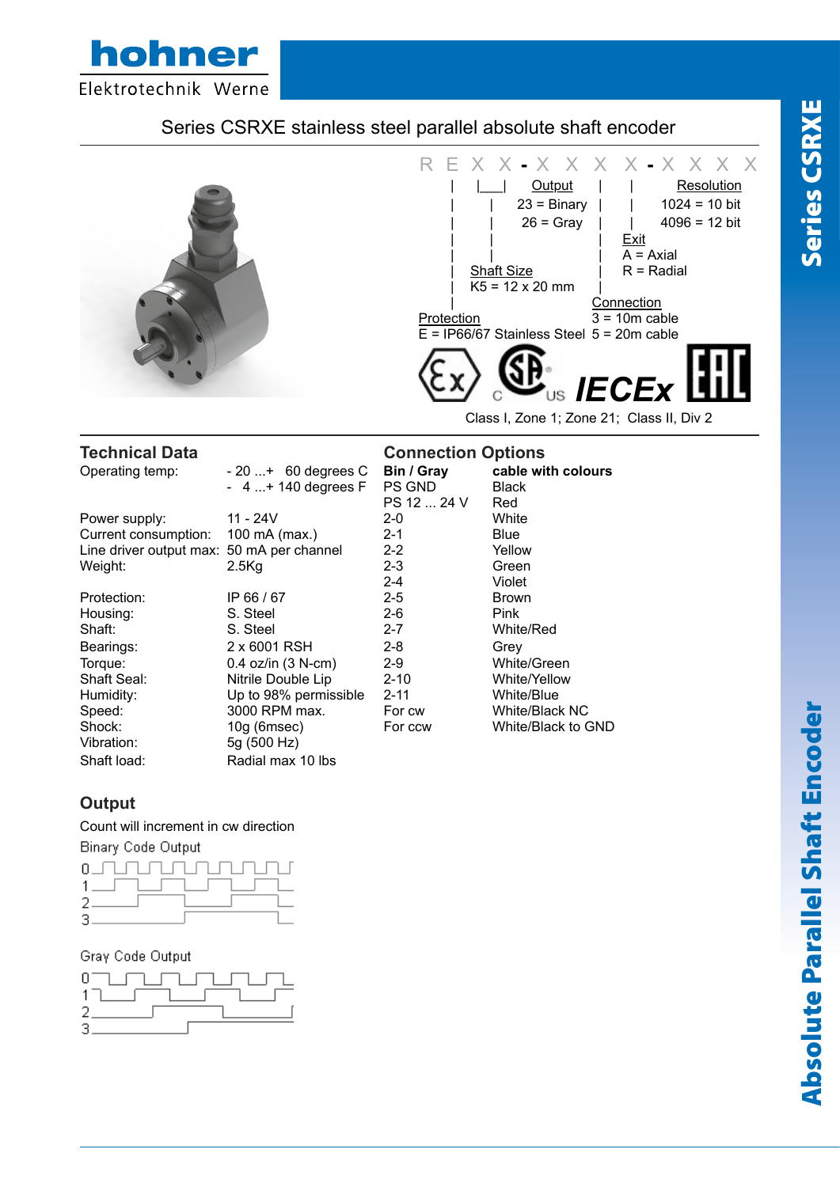# Series CSRXE stainless steel parallel absolute shaft encoder

R E X X - X X X X - X X X X

- **Output**: 23 = Binary, 26 = Gray
- **Resolution**: 1024 = 10 bit, 4096 = 12 bit
- **Exit**: A = Axial, R = Radial
- **Shaft Size**: K5 = 12 x 20 mm
- **Connection**: 3 = 10m cable, 5 = 20m cable
- **Protection**: E = IP66/67 Stainless Steel

IECEx

Class I, Zone 1; Zone 21; Class II, Div 2

## Technical Data

| | |
|---|---|
| Operating temp: | - 20 ...+ 60 degrees C<br>- 4 ...+ 140 degrees F |
| Power supply: | 11 - 24V |
| Current consumption: | 100 mA (max.) |
| Line driver output max: | 50 mA per channel |
| Weight: | 2.5Kg |
| Protection: | IP 66 / 67 |
| Housing: | S. Steel |
| Shaft: | S. Steel |
| Bearings: | 2 x 6001 RSH |
| Torque: | 0.4 oz/in (3 N-cm) |
| Shaft Seal: | Nitrile Double Lip |
| Humidity: | Up to 98% permissible |
| Speed: | 3000 RPM max. |
| Shock: | 10g (6msec) |
| Vibration: | 5g (500 Hz) |
| Shaft load: | Radial max 10 lbs |

## Connection Options

| Bin / Gray | cable with colours |
|---|---|
| PS GND | Black |
| PS 12 ... 24 V | Red |
| 2-0 | White |
| 2-1 | Blue |
| 2-2 | Yellow |
| 2-3 | Green |
| 2-4 | Violet |
| 2-5 | Brown |
| 2-6 | Pink |
| 2-7 | White/Red |
| 2-8 | Grey |
| 2-9 | White/Green |
| 2-10 | White/Yellow |
| 2-11 | White/Blue |
| For cw | White/Black NC |
| For ccw | White/Black to GND |

## Output

Count will increment in cw direction

Binary Code Output

Gray Code Output

Series CSRXE

Absolute Parallel Shaft Encoder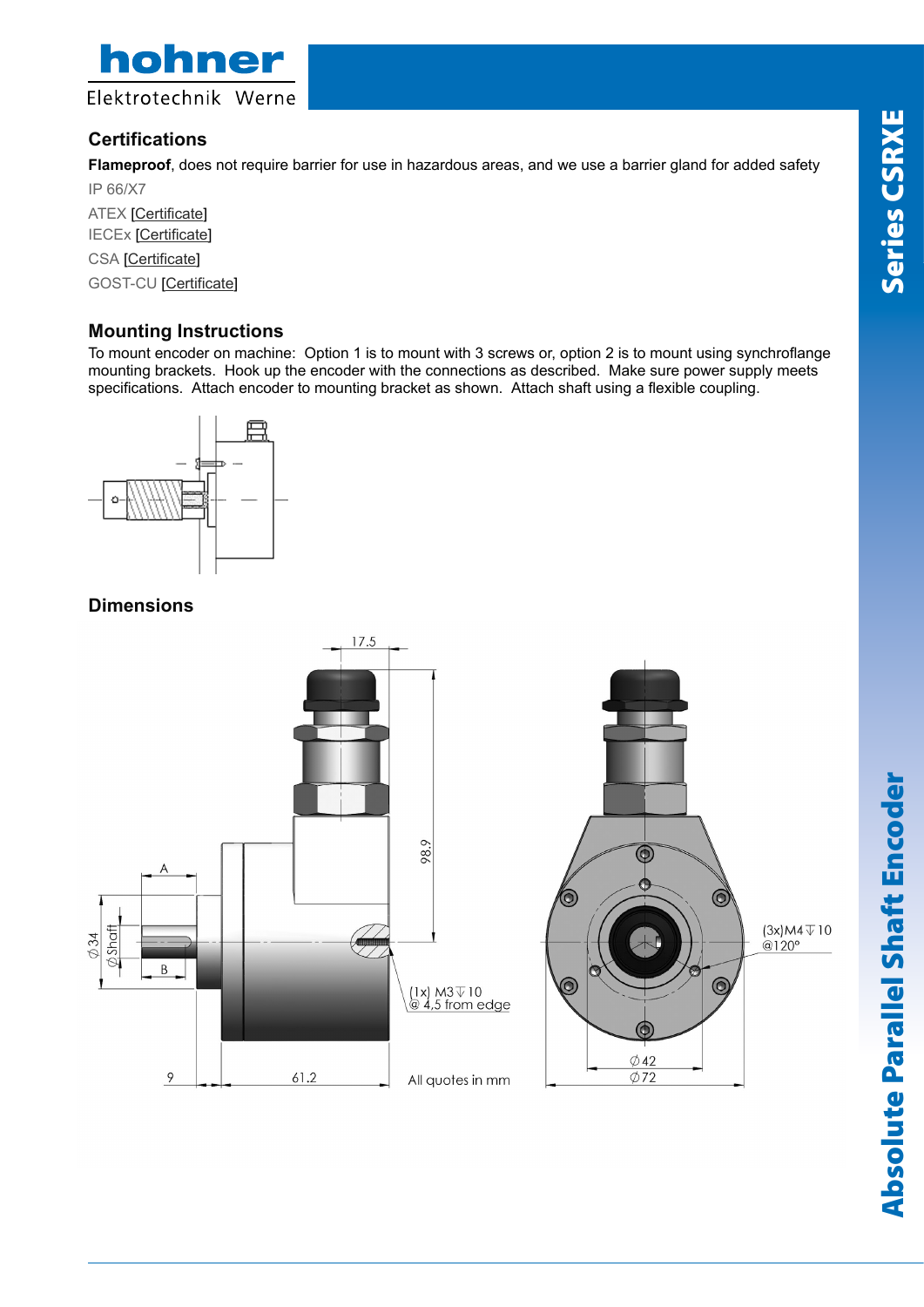## Certifications

**Flameproof**, does not require barrier for use in hazardous areas, and we use a barrier gland for added safety

IP 66/X7

ATEX [Certificate]

IECEx [Certificate]

CSA [Certificate]

GOST-CU [Certificate]

## Mounting Instructions

To mount encoder on machine: Option 1 is to mount with 3 screws or, option 2 is to mount using synchroflange mounting brackets. Hook up the encoder with the connections as described. Make sure power supply meets specifications. Attach encoder to mounting bracket as shown. Attach shaft using a flexible coupling.

## Dimensions

17.5

98.9

A

B

Ø34

Ø Shaft

(1x) M3 ↧ 10
@ 4,5 from edge

9

61.2

All quotes in mm

(3x)M4 ↧ 10
@120°

Ø42

Ø72